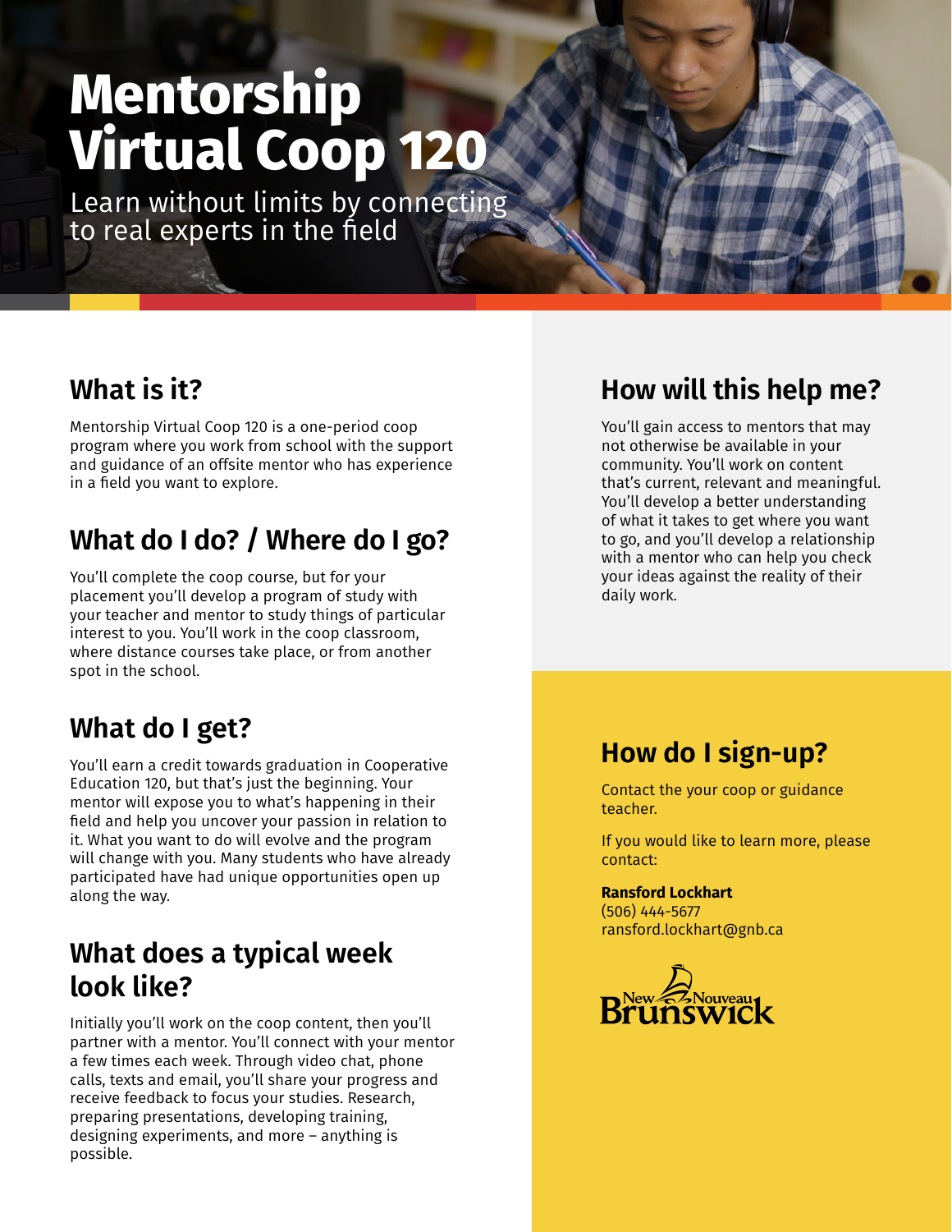# Mentorship Virtual Coop 120

Learn without limits by connecting to real experts in the field

## What is it?

Mentorship Virtual Coop 120 is a one-period coop program where you work from school with the support and guidance of an offsite mentor who has experience in a field you want to explore.

## What do I do? / Where do I go?

You'll complete the coop course, but for your placement you'll develop a program of study with your teacher and mentor to study things of particular interest to you. You'll work in the coop classroom, where distance courses take place, or from another spot in the school.

## What do I get?

You'll earn a credit towards graduation in Cooperative Education 120, but that's just the beginning. Your mentor will expose you to what's happening in their field and help you uncover your passion in relation to it. What you want to do will evolve and the program will change with you. Many students who have already participated have had unique opportunities open up along the way.

## What does a typical week look like?

Initially you'll work on the coop content, then you'll partner with a mentor. You'll connect with your mentor a few times each week. Through video chat, phone calls, texts and email, you'll share your progress and receive feedback to focus your studies. Research, preparing presentations, developing training, designing experiments, and more – anything is possible.

## How will this help me?

You'll gain access to mentors that may not otherwise be available in your community. You'll work on content that's current, relevant and meaningful. You'll develop a better understanding of what it takes to get where you want to go, and you'll develop a relationship with a mentor who can help you check your ideas against the reality of their daily work.

## How do I sign-up?

Contact the your coop or guidance teacher.

If you would like to learn more, please contact:

**Ransford Lockhart**
(506) 444-5677
ransford.lockhart@gnb.ca

New Nouveau Brunswick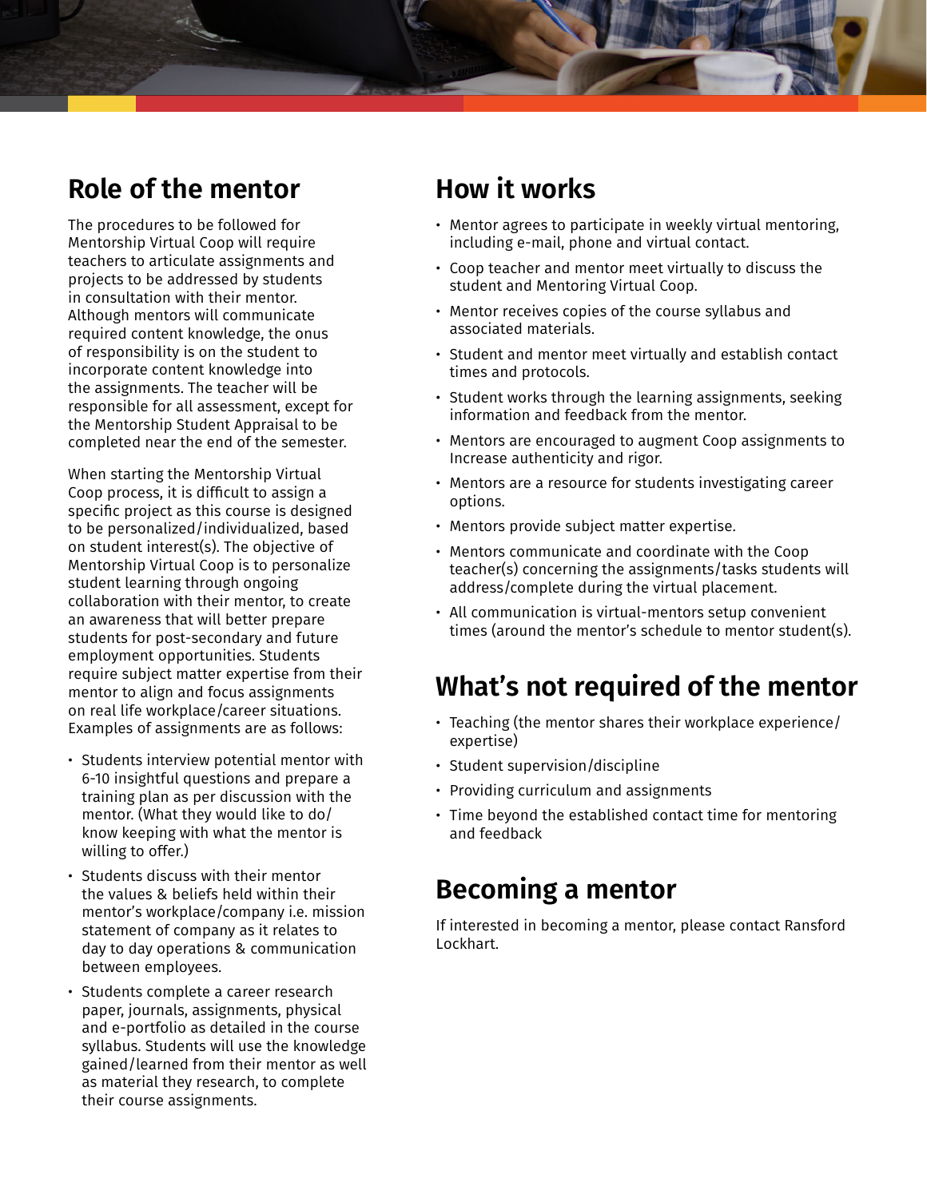## Role of the mentor

The procedures to be followed for Mentorship Virtual Coop will require teachers to articulate assignments and projects to be addressed by students in consultation with their mentor. Although mentors will communicate required content knowledge, the onus of responsibility is on the student to incorporate content knowledge into the assignments. The teacher will be responsible for all assessment, except for the Mentorship Student Appraisal to be completed near the end of the semester.

When starting the Mentorship Virtual Coop process, it is difficult to assign a specific project as this course is designed to be personalized/individualized, based on student interest(s). The objective of Mentorship Virtual Coop is to personalize student learning through ongoing collaboration with their mentor, to create an awareness that will better prepare students for post-secondary and future employment opportunities. Students require subject matter expertise from their mentor to align and focus assignments on real life workplace/career situations. Examples of assignments are as follows:

- Students interview potential mentor with 6-10 insightful questions and prepare a training plan as per discussion with the mentor. (What they would like to do/ know keeping with what the mentor is willing to offer.)
- Students discuss with their mentor the values & beliefs held within their mentor's workplace/company i.e. mission statement of company as it relates to day to day operations & communication between employees.
- Students complete a career research paper, journals, assignments, physical and e-portfolio as detailed in the course syllabus. Students will use the knowledge gained/learned from their mentor as well as material they research, to complete their course assignments.

## How it works

- Mentor agrees to participate in weekly virtual mentoring, including e-mail, phone and virtual contact.
- Coop teacher and mentor meet virtually to discuss the student and Mentoring Virtual Coop.
- Mentor receives copies of the course syllabus and associated materials.
- Student and mentor meet virtually and establish contact times and protocols.
- Student works through the learning assignments, seeking information and feedback from the mentor.
- Mentors are encouraged to augment Coop assignments to Increase authenticity and rigor.
- Mentors are a resource for students investigating career options.
- Mentors provide subject matter expertise.
- Mentors communicate and coordinate with the Coop teacher(s) concerning the assignments/tasks students will address/complete during the virtual placement.
- All communication is virtual-mentors setup convenient times (around the mentor's schedule to mentor student(s).

## What's not required of the mentor

- Teaching (the mentor shares their workplace experience/ expertise)
- Student supervision/discipline
- Providing curriculum and assignments
- Time beyond the established contact time for mentoring and feedback

## Becoming a mentor

If interested in becoming a mentor, please contact Ransford Lockhart.